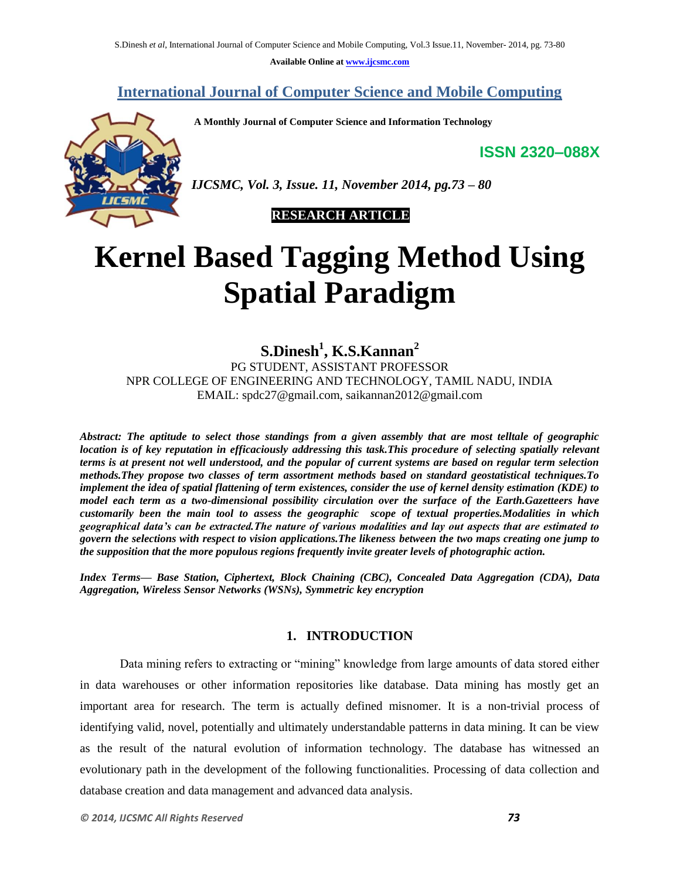# International Journal of Computer Science and Mobile Computing

**A Monthly Journal of Computer Science and Information Technology**

**ISSN 2320–088X**

*IJCSMC, Vol. 3, Issue. 11, November 2014, pg.73 – 80*

**RESEARCH ARTICLE**

# Kernel Based Tagging Method Using Spatial Paradigm

**S.Dinesh[1], K.S.Kannan[2]**

PG STUDENT, ASSISTANT PROFESSOR
NPR COLLEGE OF ENGINEERING AND TECHNOLOGY, TAMIL NADU, INDIA
EMAIL: spdc27@gmail.com, saikannan2012@gmail.com

***Abstract:** The aptitude to select those standings from a given assembly that are most telltale of geographic location is of key reputation in efficaciously addressing this task.This procedure of selecting spatially relevant terms is at present not well understood, and the popular of current systems are based on regular term selection methods.They propose two classes of term assortment methods based on standard geostatistical techniques.To implement the idea of spatial flattening of term existences, consider the use of kernel density estimation (KDE) to model each term as a two-dimensional possibility circulation over the surface of the Earth.Gazetteers have customarily been the main tool to assess the geographic scope of textual properties.Modalities in which geographical data's can be extracted.The nature of various modalities and lay out aspects that are estimated to govern the selections with respect to vision applications.The likeness between the two maps creating one jump to the supposition that the more populous regions frequently invite greater levels of photographic action.*

***Index Terms**— Base Station, Ciphertext, Block Chaining (CBC), Concealed Data Aggregation (CDA), Data Aggregation, Wireless Sensor Networks (WSNs), Symmetric key encryption*

## 1. INTRODUCTION

Data mining refers to extracting or "mining" knowledge from large amounts of data stored either in data warehouses or other information repositories like database. Data mining has mostly get an important area for research. The term is actually defined misnomer. It is a non-trivial process of identifying valid, novel, potentially and ultimately understandable patterns in data mining. It can be view as the result of the natural evolution of information technology. The database has witnessed an evolutionary path in the development of the following functionalities. Processing of data collection and database creation and data management and advanced data analysis.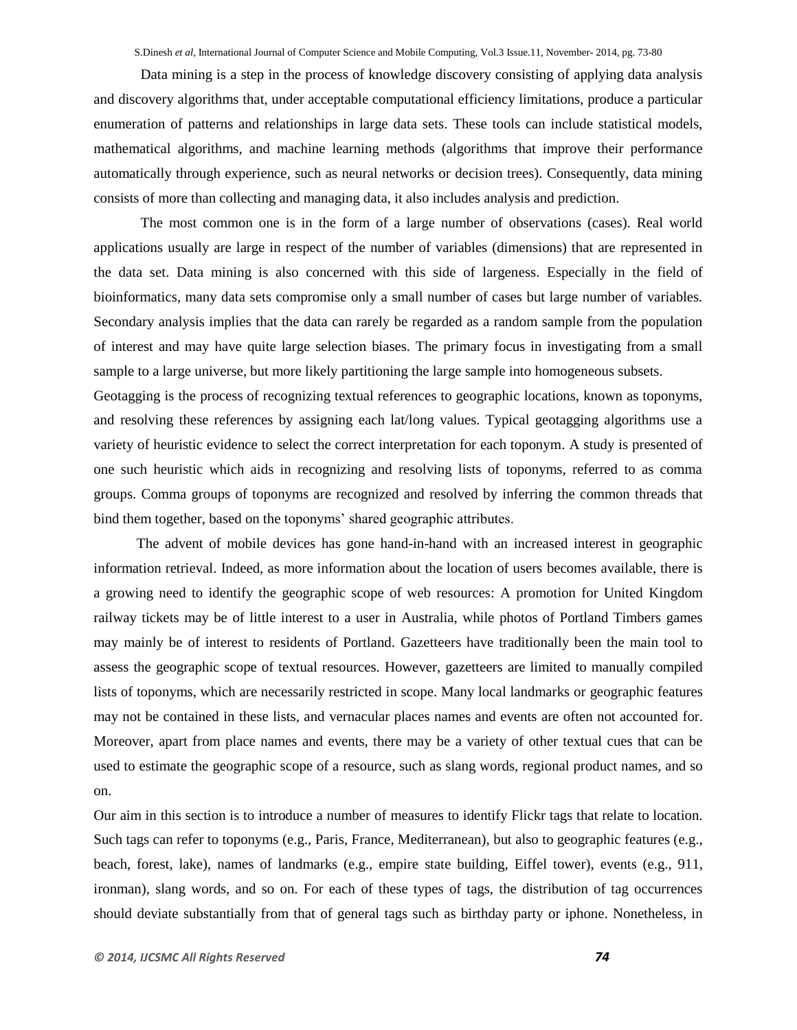Data mining is a step in the process of knowledge discovery consisting of applying data analysis and discovery algorithms that, under acceptable computational efficiency limitations, produce a particular enumeration of patterns and relationships in large data sets. These tools can include statistical models, mathematical algorithms, and machine learning methods (algorithms that improve their performance automatically through experience, such as neural networks or decision trees). Consequently, data mining consists of more than collecting and managing data, it also includes analysis and prediction.

The most common one is in the form of a large number of observations (cases). Real world applications usually are large in respect of the number of variables (dimensions) that are represented in the data set. Data mining is also concerned with this side of largeness. Especially in the field of bioinformatics, many data sets compromise only a small number of cases but large number of variables. Secondary analysis implies that the data can rarely be regarded as a random sample from the population of interest and may have quite large selection biases. The primary focus in investigating from a small sample to a large universe, but more likely partitioning the large sample into homogeneous subsets.

Geotagging is the process of recognizing textual references to geographic locations, known as toponyms, and resolving these references by assigning each lat/long values. Typical geotagging algorithms use a variety of heuristic evidence to select the correct interpretation for each toponym. A study is presented of one such heuristic which aids in recognizing and resolving lists of toponyms, referred to as comma groups. Comma groups of toponyms are recognized and resolved by inferring the common threads that bind them together, based on the toponyms' shared geographic attributes.

The advent of mobile devices has gone hand-in-hand with an increased interest in geographic information retrieval. Indeed, as more information about the location of users becomes available, there is a growing need to identify the geographic scope of web resources: A promotion for United Kingdom railway tickets may be of little interest to a user in Australia, while photos of Portland Timbers games may mainly be of interest to residents of Portland. Gazetteers have traditionally been the main tool to assess the geographic scope of textual resources. However, gazetteers are limited to manually compiled lists of toponyms, which are necessarily restricted in scope. Many local landmarks or geographic features may not be contained in these lists, and vernacular places names and events are often not accounted for. Moreover, apart from place names and events, there may be a variety of other textual cues that can be used to estimate the geographic scope of a resource, such as slang words, regional product names, and so on.

Our aim in this section is to introduce a number of measures to identify Flickr tags that relate to location. Such tags can refer to toponyms (e.g., Paris, France, Mediterranean), but also to geographic features (e.g., beach, forest, lake), names of landmarks (e.g., empire state building, Eiffel tower), events (e.g., 911, ironman), slang words, and so on. For each of these types of tags, the distribution of tag occurrences should deviate substantially from that of general tags such as birthday party or iphone. Nonetheless, in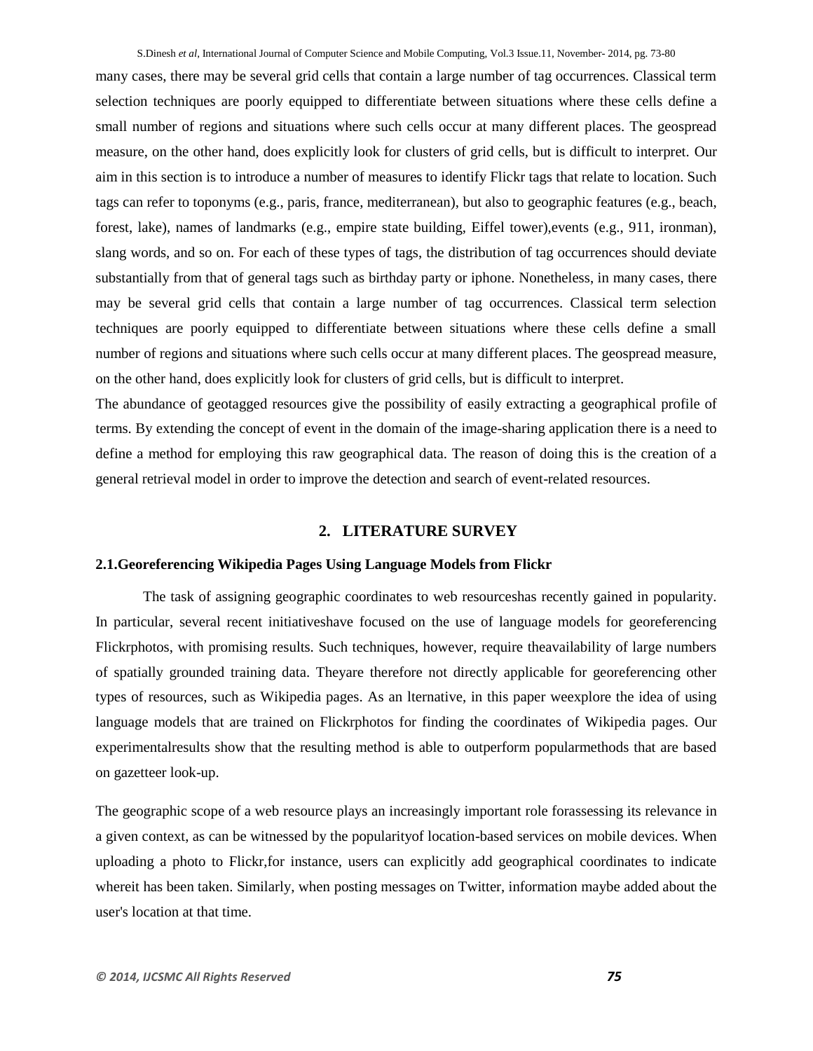many cases, there may be several grid cells that contain a large number of tag occurrences. Classical term selection techniques are poorly equipped to differentiate between situations where these cells define a small number of regions and situations where such cells occur at many different places. The geospread measure, on the other hand, does explicitly look for clusters of grid cells, but is difficult to interpret. Our aim in this section is to introduce a number of measures to identify Flickr tags that relate to location. Such tags can refer to toponyms (e.g., paris, france, mediterranean), but also to geographic features (e.g., beach, forest, lake), names of landmarks (e.g., empire state building, Eiffel tower),events (e.g., 911, ironman), slang words, and so on. For each of these types of tags, the distribution of tag occurrences should deviate substantially from that of general tags such as birthday party or iphone. Nonetheless, in many cases, there may be several grid cells that contain a large number of tag occurrences. Classical term selection techniques are poorly equipped to differentiate between situations where these cells define a small number of regions and situations where such cells occur at many different places. The geospread measure, on the other hand, does explicitly look for clusters of grid cells, but is difficult to interpret.

The abundance of geotagged resources give the possibility of easily extracting a geographical profile of terms. By extending the concept of event in the domain of the image-sharing application there is a need to define a method for employing this raw geographical data. The reason of doing this is the creation of a general retrieval model in order to improve the detection and search of event-related resources.

## 2. LITERATURE SURVEY

### 2.1.Georeferencing Wikipedia Pages Using Language Models from Flickr

The task of assigning geographic coordinates to web resourceshas recently gained in popularity. In particular, several recent initiativeshave focused on the use of language models for georeferencing Flickrphotos, with promising results. Such techniques, however, require theavailability of large numbers of spatially grounded training data. Theyare therefore not directly applicable for georeferencing other types of resources, such as Wikipedia pages. As an lternative, in this paper weexplore the idea of using language models that are trained on Flickrphotos for finding the coordinates of Wikipedia pages. Our experimentalresults show that the resulting method is able to outperform popularmethods that are based on gazetteer look-up.

The geographic scope of a web resource plays an increasingly important role forassessing its relevance in a given context, as can be witnessed by the popularityof location-based services on mobile devices. When uploading a photo to Flickr,for instance, users can explicitly add geographical coordinates to indicate whereit has been taken. Similarly, when posting messages on Twitter, information maybe added about the user's location at that time.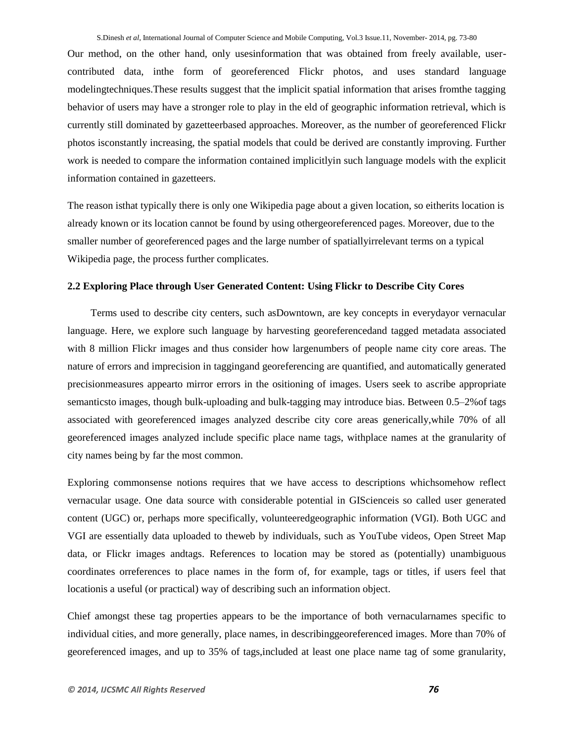Our method, on the other hand, only usesinformation that was obtained from freely available, user-contributed data, inthe form of georeferenced Flickr photos, and uses standard language modelingtechniques.These results suggest that the implicit spatial information that arises fromthe tagging behavior of users may have a stronger role to play in the eld of geographic information retrieval, which is currently still dominated by gazetteerbased approaches. Moreover, as the number of georeferenced Flickr photos isconstantly increasing, the spatial models that could be derived are constantly improving. Further work is needed to compare the information contained implicitlyin such language models with the explicit information contained in gazetteers.

The reason isthat typically there is only one Wikipedia page about a given location, so eitherits location is already known or its location cannot be found by using othergeoreferenced pages. Moreover, due to the smaller number of georeferenced pages and the large number of spatiallyirrelevant terms on a typical Wikipedia page, the process further complicates.

### 2.2 Exploring Place through User Generated Content: Using Flickr to Describe City Cores

Terms used to describe city centers, such asDowntown, are key concepts in everydayor vernacular language. Here, we explore such language by harvesting georeferencedand tagged metadata associated with 8 million Flickr images and thus consider how largenumbers of people name city core areas. The nature of errors and imprecision in taggingand georeferencing are quantified, and automatically generated precisionmeasures appearto mirror errors in the ositioning of images. Users seek to ascribe appropriate semanticsto images, though bulk-uploading and bulk-tagging may introduce bias. Between 0.5–2%of tags associated with georeferenced images analyzed describe city core areas generically,while 70% of all georeferenced images analyzed include specific place name tags, withplace names at the granularity of city names being by far the most common.

Exploring commonsense notions requires that we have access to descriptions whichsomehow reflect vernacular usage. One data source with considerable potential in GIScienceis so called user generated content (UGC) or, perhaps more specifically, volunteeredgeographic information (VGI). Both UGC and VGI are essentially data uploaded to theweb by individuals, such as YouTube videos, Open Street Map data, or Flickr images andtags. References to location may be stored as (potentially) unambiguous coordinates orreferences to place names in the form of, for example, tags or titles, if users feel that locationis a useful (or practical) way of describing such an information object.

Chief amongst these tag properties appears to be the importance of both vernacularnames specific to individual cities, and more generally, place names, in describinggeoreferenced images. More than 70% of georeferenced images, and up to 35% of tags,included at least one place name tag of some granularity,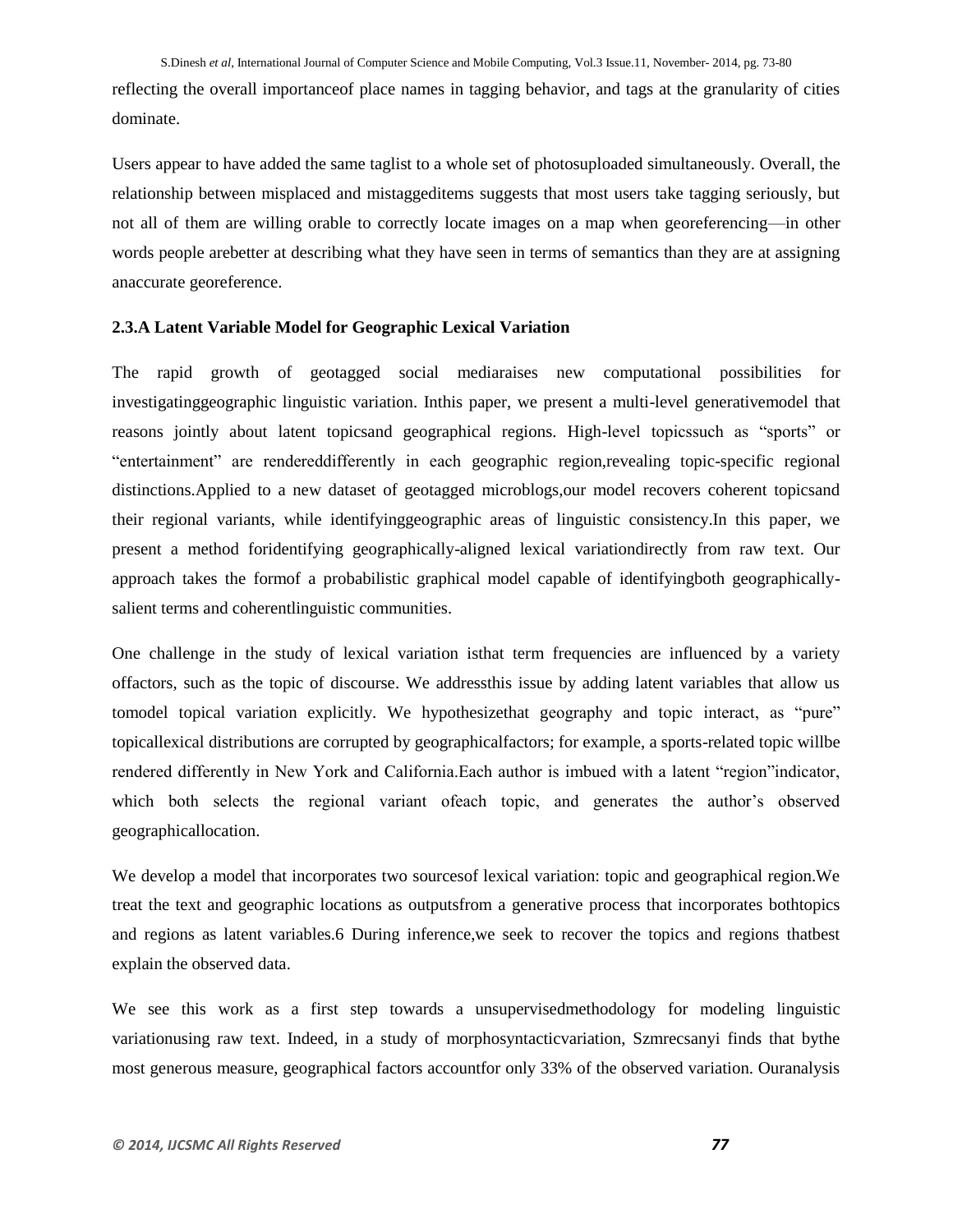reflecting the overall importanceof place names in tagging behavior, and tags at the granularity of cities dominate.

Users appear to have added the same taglist to a whole set of photosuploaded simultaneously. Overall, the relationship between misplaced and mistaggeditems suggests that most users take tagging seriously, but not all of them are willing orable to correctly locate images on a map when georeferencing—in other words people arebetter at describing what they have seen in terms of semantics than they are at assigning anaccurate georeference.

### 2.3.A Latent Variable Model for Geographic Lexical Variation

The rapid growth of geotagged social mediaraises new computational possibilities for investigatinggeographic linguistic variation. Inthis paper, we present a multi-level generativemodel that reasons jointly about latent topicsand geographical regions. High-level topicssuch as "sports" or "entertainment" are rendereddifferently in each geographic region,revealing topic-specific regional distinctions.Applied to a new dataset of geotagged microblogs,our model recovers coherent topicsand their regional variants, while identifyinggeographic areas of linguistic consistency.In this paper, we present a method foridentifying geographically-aligned lexical variationdirectly from raw text. Our approach takes the formof a probabilistic graphical model capable of identifyingboth geographically-salient terms and coherentlinguistic communities.

One challenge in the study of lexical variation isthat term frequencies are influenced by a variety offactors, such as the topic of discourse. We addressthis issue by adding latent variables that allow us tomodel topical variation explicitly. We hypothesizethat geography and topic interact, as "pure" topicallexical distributions are corrupted by geographicalfactors; for example, a sports-related topic willbe rendered differently in New York and California.Each author is imbued with a latent "region"indicator, which both selects the regional variant ofeach topic, and generates the author's observed geographicallocation.

We develop a model that incorporates two sourcesof lexical variation: topic and geographical region.We treat the text and geographic locations as outputsfrom a generative process that incorporates bothtopics and regions as latent variables.6 During inference,we seek to recover the topics and regions thatbest explain the observed data.

We see this work as a first step towards a unsupervisedmethodology for modeling linguistic variationusing raw text. Indeed, in a study of morphosyntacticvariation, Szmrecsanyi finds that bythe most generous measure, geographical factors accountfor only 33% of the observed variation. Ouranalysis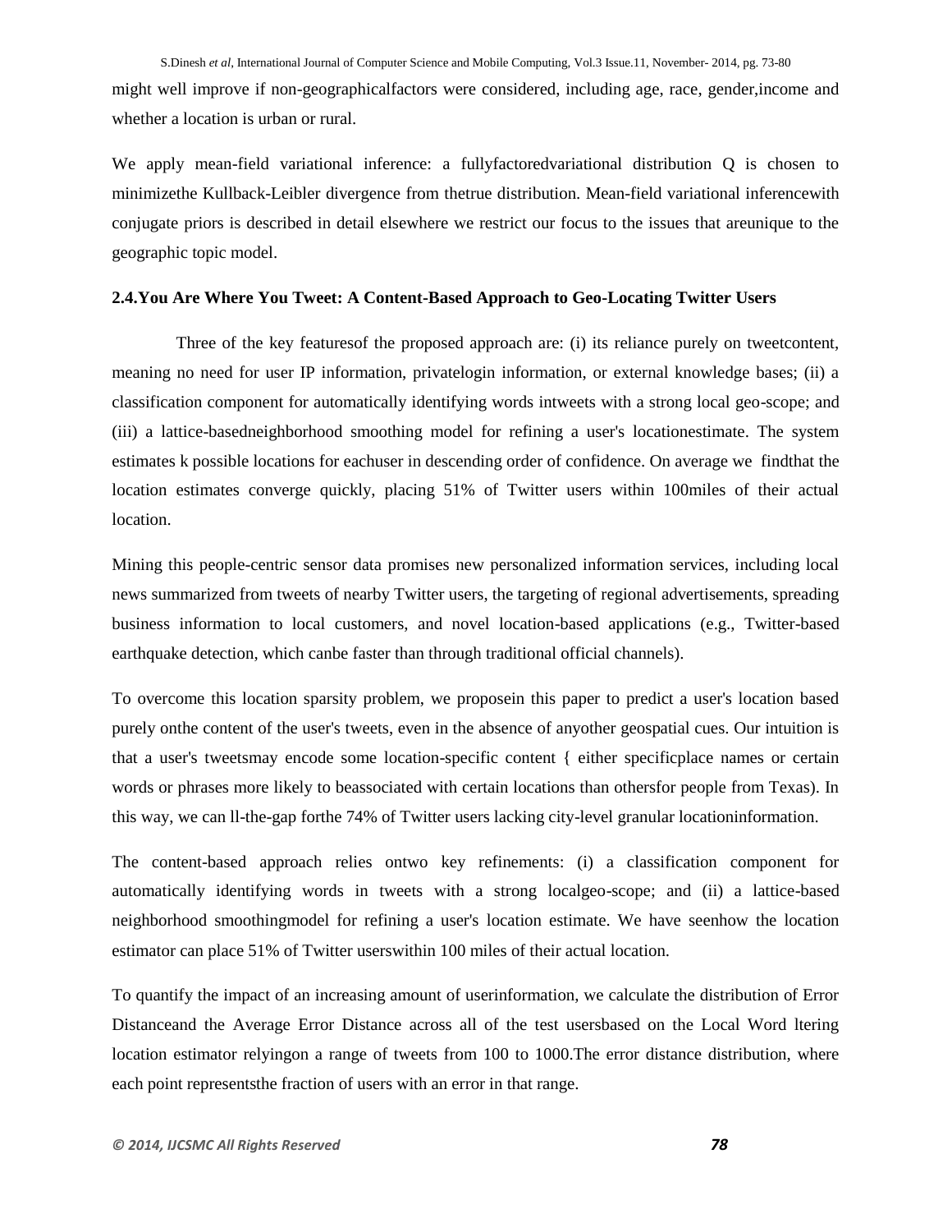might well improve if non-geographicalfactors were considered, including age, race, gender,income and whether a location is urban or rural.

We apply mean-field variational inference: a fullyfactoredvariational distribution Q is chosen to minimizethe Kullback-Leibler divergence from thetrue distribution. Mean-field variational inferencewith conjugate priors is described in detail elsewhere we restrict our focus to the issues that areunique to the geographic topic model.

### 2.4.You Are Where You Tweet: A Content-Based Approach to Geo-Locating Twitter Users

Three of the key featuresof the proposed approach are: (i) its reliance purely on tweetcontent, meaning no need for user IP information, privatelogin information, or external knowledge bases; (ii) a classification component for automatically identifying words intweets with a strong local geo-scope; and (iii) a lattice-basedneighborhood smoothing model for refining a user's locationestimate. The system estimates k possible locations for eachuser in descending order of confidence. On average we findthat the location estimates converge quickly, placing 51% of Twitter users within 100miles of their actual location.

Mining this people-centric sensor data promises new personalized information services, including local news summarized from tweets of nearby Twitter users, the targeting of regional advertisements, spreading business information to local customers, and novel location-based applications (e.g., Twitter-based earthquake detection, which canbe faster than through traditional official channels).

To overcome this location sparsity problem, we proposein this paper to predict a user's location based purely onthe content of the user's tweets, even in the absence of anyother geospatial cues. Our intuition is that a user's tweetsmay encode some location-specific content { either specificplace names or certain words or phrases more likely to beassociated with certain locations than othersfor people from Texas). In this way, we can ll-the-gap forthe 74% of Twitter users lacking city-level granular locationinformation.

The content-based approach relies ontwo key refinements: (i) a classification component for automatically identifying words in tweets with a strong localgeo-scope; and (ii) a lattice-based neighborhood smoothingmodel for refining a user's location estimate. We have seenhow the location estimator can place 51% of Twitter userswithin 100 miles of their actual location.

To quantify the impact of an increasing amount of userinformation, we calculate the distribution of Error Distanceand the Average Error Distance across all of the test usersbased on the Local Word ltering location estimator relyingon a range of tweets from 100 to 1000.The error distance distribution, where each point representsthe fraction of users with an error in that range.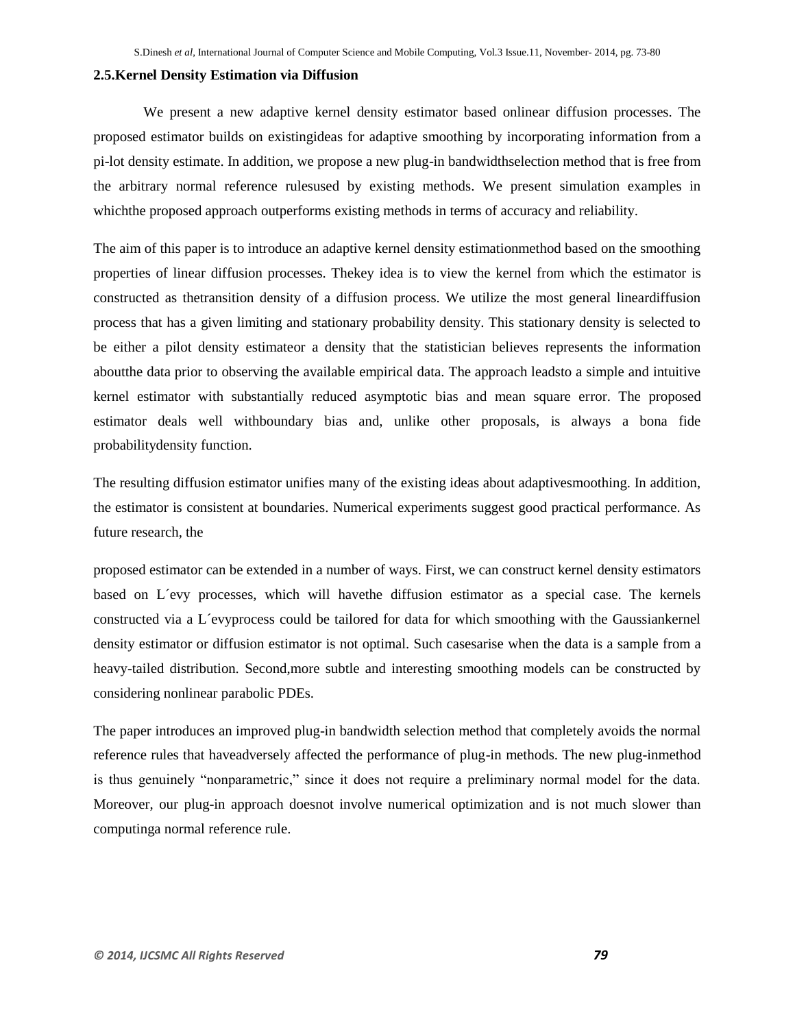### 2.5.Kernel Density Estimation via Diffusion

We present a new adaptive kernel density estimator based onlinear diffusion processes. The proposed estimator builds on existingideas for adaptive smoothing by incorporating information from a pi-lot density estimate. In addition, we propose a new plug-in bandwidthselection method that is free from the arbitrary normal reference rulesused by existing methods. We present simulation examples in whichthe proposed approach outperforms existing methods in terms of accuracy and reliability.

The aim of this paper is to introduce an adaptive kernel density estimationmethod based on the smoothing properties of linear diffusion processes. Thekey idea is to view the kernel from which the estimator is constructed as thetransition density of a diffusion process. We utilize the most general lineardiffusion process that has a given limiting and stationary probability density. This stationary density is selected to be either a pilot density estimateor a density that the statistician believes represents the information aboutthe data prior to observing the available empirical data. The approach leadsto a simple and intuitive kernel estimator with substantially reduced asymptotic bias and mean square error. The proposed estimator deals well withboundary bias and, unlike other proposals, is always a bona fide probabilitydensity function.

The resulting diffusion estimator unifies many of the existing ideas about adaptivesmoothing. In addition, the estimator is consistent at boundaries. Numerical experiments suggest good practical performance. As future research, the

proposed estimator can be extended in a number of ways. First, we can construct kernel density estimators based on L´evy processes, which will havethe diffusion estimator as a special case. The kernels constructed via a L´evyprocess could be tailored for data for which smoothing with the Gaussiankernel density estimator or diffusion estimator is not optimal. Such casesarise when the data is a sample from a heavy-tailed distribution. Second,more subtle and interesting smoothing models can be constructed by considering nonlinear parabolic PDEs.

The paper introduces an improved plug-in bandwidth selection method that completely avoids the normal reference rules that haveadversely affected the performance of plug-in methods. The new plug-inmethod is thus genuinely "nonparametric," since it does not require a preliminary normal model for the data. Moreover, our plug-in approach doesnot involve numerical optimization and is not much slower than computinga normal reference rule.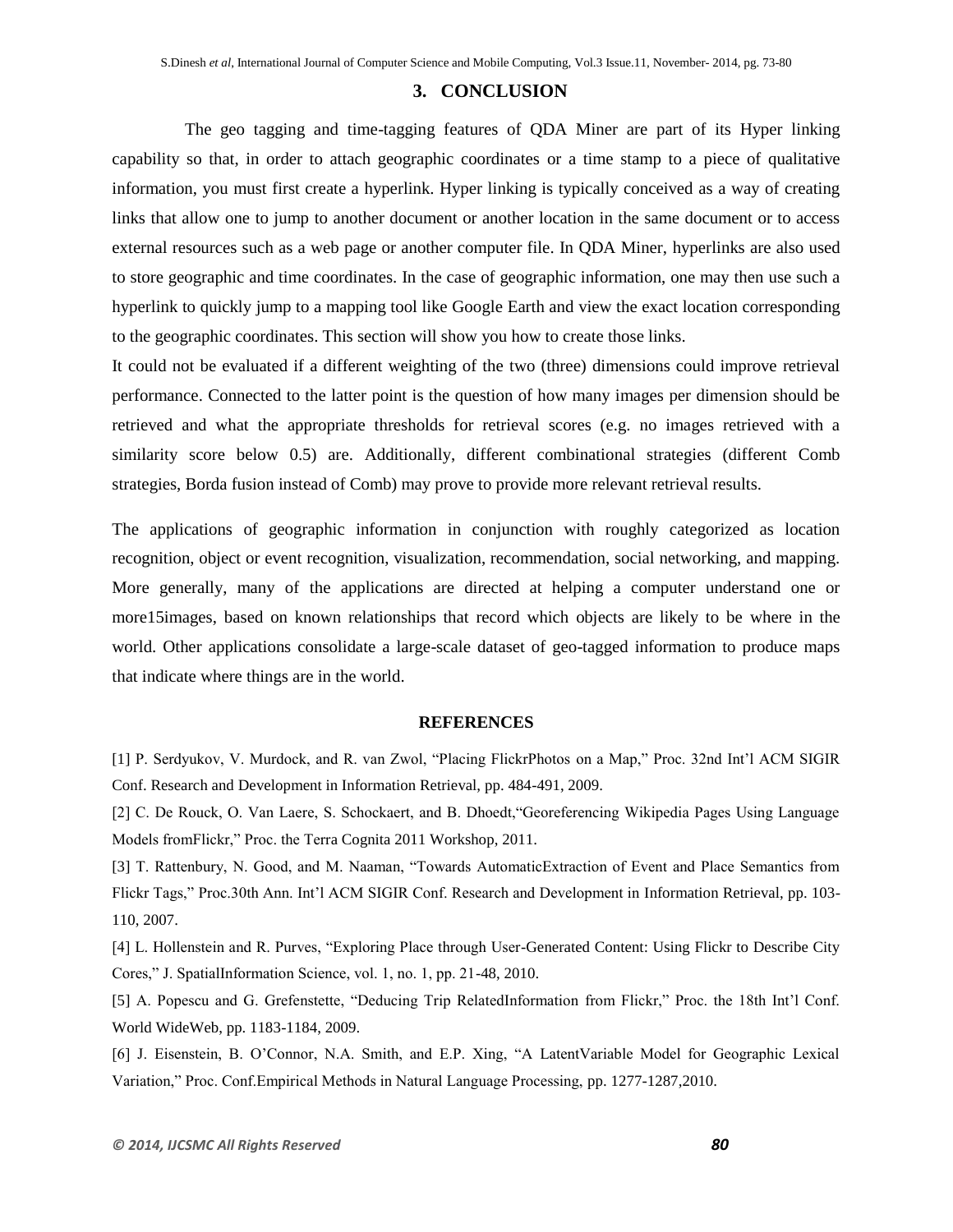## 3. CONCLUSION

The geo tagging and time-tagging features of QDA Miner are part of its Hyper linking capability so that, in order to attach geographic coordinates or a time stamp to a piece of qualitative information, you must first create a hyperlink. Hyper linking is typically conceived as a way of creating links that allow one to jump to another document or another location in the same document or to access external resources such as a web page or another computer file. In QDA Miner, hyperlinks are also used to store geographic and time coordinates. In the case of geographic information, one may then use such a hyperlink to quickly jump to a mapping tool like Google Earth and view the exact location corresponding to the geographic coordinates. This section will show you how to create those links.

It could not be evaluated if a different weighting of the two (three) dimensions could improve retrieval performance. Connected to the latter point is the question of how many images per dimension should be retrieved and what the appropriate thresholds for retrieval scores (e.g. no images retrieved with a similarity score below 0.5) are. Additionally, different combinational strategies (different Comb strategies, Borda fusion instead of Comb) may prove to provide more relevant retrieval results.

The applications of geographic information in conjunction with roughly categorized as location recognition, object or event recognition, visualization, recommendation, social networking, and mapping. More generally, many of the applications are directed at helping a computer understand one or more15images, based on known relationships that record which objects are likely to be where in the world. Other applications consolidate a large-scale dataset of geo-tagged information to produce maps that indicate where things are in the world.

### REFERENCES

[1] P. Serdyukov, V. Murdock, and R. van Zwol, "Placing FlickrPhotos on a Map," Proc. 32nd Int'l ACM SIGIR Conf. Research and Development in Information Retrieval, pp. 484-491, 2009.

[2] C. De Rouck, O. Van Laere, S. Schockaert, and B. Dhoedt,"Georeferencing Wikipedia Pages Using Language Models fromFlickr," Proc. the Terra Cognita 2011 Workshop, 2011.

[3] T. Rattenbury, N. Good, and M. Naaman, "Towards AutomaticExtraction of Event and Place Semantics from Flickr Tags," Proc.30th Ann. Int'l ACM SIGIR Conf. Research and Development in Information Retrieval, pp. 103-110, 2007.

[4] L. Hollenstein and R. Purves, "Exploring Place through User-Generated Content: Using Flickr to Describe City Cores," J. SpatialInformation Science, vol. 1, no. 1, pp. 21-48, 2010.

[5] A. Popescu and G. Grefenstette, "Deducing Trip RelatedInformation from Flickr," Proc. the 18th Int'l Conf. World WideWeb, pp. 1183-1184, 2009.

[6] J. Eisenstein, B. O'Connor, N.A. Smith, and E.P. Xing, "A LatentVariable Model for Geographic Lexical Variation," Proc. Conf.Empirical Methods in Natural Language Processing, pp. 1277-1287,2010.